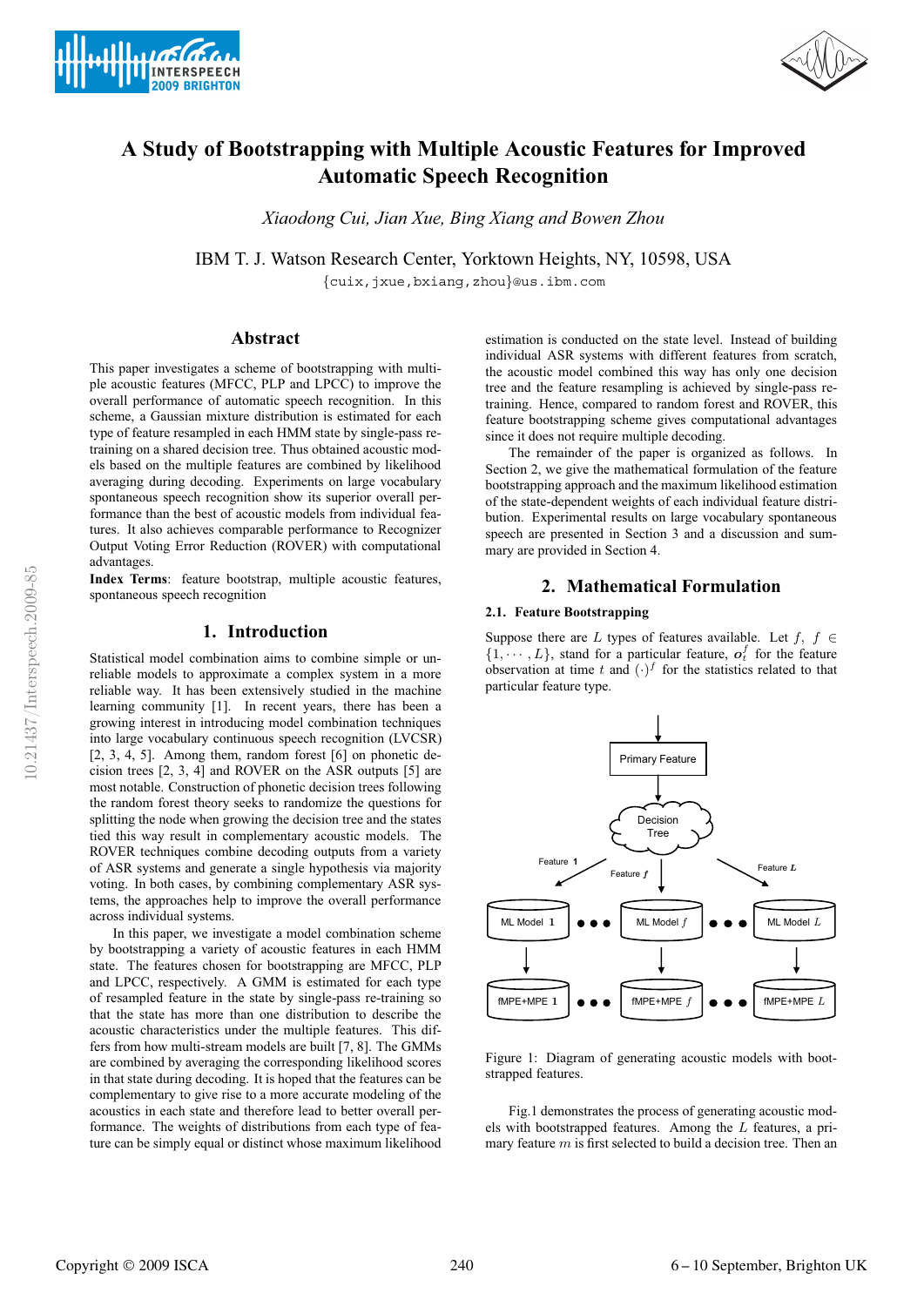# A Study of Bootstrapping with Multiple Acoustic Features for Improved Automatic Speech Recognition

*Xiaodong Cui, Jian Xue, Bing Xiang and Bowen Zhou*

IBM T. J. Watson Research Center, Yorktown Heights, NY, 10598, USA

{cuix,jxue,bxiang,zhou}@us.ibm.com

## Abstract

This paper investigates a scheme of bootstrapping with multiple acoustic features (MFCC, PLP and LPCC) to improve the overall performance of automatic speech recognition. In this scheme, a Gaussian mixture distribution is estimated for each type of feature resampled in each HMM state by single-pass retraining on a shared decision tree. Thus obtained acoustic models based on the multiple features are combined by likelihood averaging during decoding. Experiments on large vocabulary spontaneous speech recognition show its superior overall performance than the best of acoustic models from individual features. It also achieves comparable performance to Recognizer Output Voting Error Reduction (ROVER) with computational advantages.

**Index Terms**: feature bootstrap, multiple acoustic features, spontaneous speech recognition

## 1. Introduction

Statistical model combination aims to combine simple or unreliable models to approximate a complex system in a more reliable way. It has been extensively studied in the machine learning community [1]. In recent years, there has been a growing interest in introducing model combination techniques into large vocabulary continuous speech recognition (LVCSR) [2, 3, 4, 5]. Among them, random forest [6] on phonetic decision trees [2, 3, 4] and ROVER on the ASR outputs [5] are most notable. Construction of phonetic decision trees following the random forest theory seeks to randomize the questions for splitting the node when growing the decision tree and the states tied this way result in complementary acoustic models. The ROVER techniques combine decoding outputs from a variety of ASR systems and generate a single hypothesis via majority voting. In both cases, by combining complementary ASR systems, the approaches help to improve the overall performance across individual systems.

In this paper, we investigate a model combination scheme by bootstrapping a variety of acoustic features in each HMM state. The features chosen for bootstrapping are MFCC, PLP and LPCC, respectively. A GMM is estimated for each type of resampled feature in the state by single-pass re-training so that the state has more than one distribution to describe the acoustic characteristics under the multiple features. This differs from how multi-stream models are built [7, 8]. The GMMs are combined by averaging the corresponding likelihood scores in that state during decoding. It is hoped that the features can be complementary to give rise to a more accurate modeling of the acoustics in each state and therefore lead to better overall performance. The weights of distributions from each type of feature can be simply equal or distinct whose maximum likelihood estimation is conducted on the state level. Instead of building individual ASR systems with different features from scratch, the acoustic model combined this way has only one decision tree and the feature resampling is achieved by single-pass retraining. Hence, compared to random forest and ROVER, this feature bootstrapping scheme gives computational advantages since it does not require multiple decoding.

The remainder of the paper is organized as follows. In Section 2, we give the mathematical formulation of the feature bootstrapping approach and the maximum likelihood estimation of the state-dependent weights of each individual feature distribution. Experimental results on large vocabulary spontaneous speech are presented in Section 3 and a discussion and summary are provided in Section 4.

## 2. Mathematical Formulation

### 2.1. Feature Bootstrapping

Suppose there are $L$ types of features available. Let $f$, $f \in \{1, \cdots, L\}$, stand for a particular feature, $\boldsymbol{o}_t^f$ for the feature observation at time $t$ and $(\cdot)^f$ for the statistics related to that particular feature type.

Figure 1: Diagram of generating acoustic models with bootstrapped features.

Fig.1 demonstrates the process of generating acoustic models with bootstrapped features. Among the $L$ features, a primary feature $m$ is first selected to build a decision tree. Then an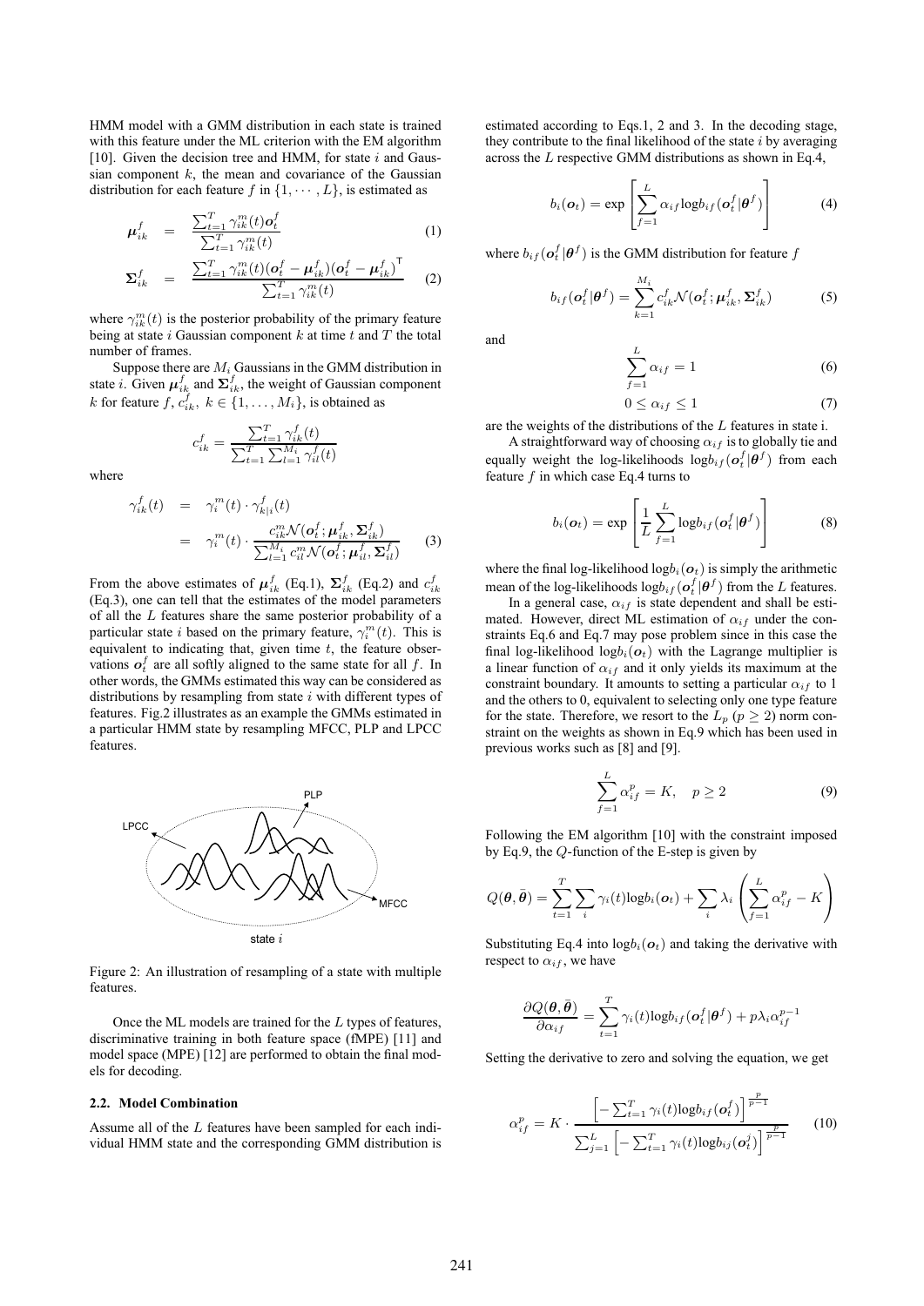HMM model with a GMM distribution in each state is trained with this feature under the ML criterion with the EM algorithm [10]. Given the decision tree and HMM, for state $i$ and Gaussian component $k$, the mean and covariance of the Gaussian distribution for each feature $f$ in $\{1, \cdots, L\}$, is estimated as

$$\boldsymbol{\mu}_{ik}^{f} = \frac{\sum_{t=1}^{T} \gamma_{ik}^{m}(t)\boldsymbol{o}_{t}^{f}}{\sum_{t=1}^{T} \gamma_{ik}^{m}(t)} \tag{1}$$

$$\boldsymbol{\Sigma}_{ik}^{f} = \frac{\sum_{t=1}^{T} \gamma_{ik}^{m}(t)(\boldsymbol{o}_{t}^{f} - \boldsymbol{\mu}_{ik}^{f})(\boldsymbol{o}_{t}^{f} - \boldsymbol{\mu}_{ik}^{f})^{\mathsf{T}}}{\sum_{t=1}^{T} \gamma_{ik}^{m}(t)} \tag{2}$$

where $\gamma_{ik}^{m}(t)$ is the posterior probability of the primary feature being at state $i$ Gaussian component $k$ at time $t$ and $T$ the total number of frames.

Suppose there are $M_i$ Gaussians in the GMM distribution in state $i$. Given $\boldsymbol{\mu}_{ik}^{f}$ and $\boldsymbol{\Sigma}_{ik}^{f}$, the weight of Gaussian component $k$ for feature $f$, $c_{ik}^{f}$, $k \in \{1, \ldots, M_i\}$, is obtained as

$$c_{ik}^{f} = \frac{\sum_{t=1}^{T} \gamma_{ik}^{f}(t)}{\sum_{t=1}^{T} \sum_{l=1}^{M_i} \gamma_{il}^{f}(t)}$$

where

$$\begin{aligned} \gamma_{ik}^{f}(t) &= \gamma_{i}^{m}(t) \cdot \gamma_{k|i}^{f}(t) \\ &= \gamma_{i}^{m}(t) \cdot \frac{c_{ik}^{m} \mathcal{N}(\boldsymbol{o}_{t}^{f}; \boldsymbol{\mu}_{ik}^{f}, \boldsymbol{\Sigma}_{ik}^{f})}{\sum_{l=1}^{M_i} c_{il}^{m} \mathcal{N}(\boldsymbol{o}_{t}^{f}; \boldsymbol{\mu}_{il}^{f}, \boldsymbol{\Sigma}_{il}^{f})} \end{aligned} \tag{3}$$

From the above estimates of $\boldsymbol{\mu}_{ik}^{f}$ (Eq.1), $\boldsymbol{\Sigma}_{ik}^{f}$ (Eq.2) and $c_{ik}^{f}$ (Eq.3), one can tell that the estimates of the model parameters of all the $L$ features share the same posterior probability of a particular state $i$ based on the primary feature, $\gamma_{i}^{m}(t)$. This is equivalent to indicating that, given time $t$, the feature observations $\boldsymbol{o}_{t}^{f}$ are all softly aligned to the same state for all $f$. In other words, the GMMs estimated this way can be considered as distributions by resampling from state $i$ with different types of features. Fig.2 illustrates as an example the GMMs estimated in a particular HMM state by resampling MFCC, PLP and LPCC features.

Figure 2: An illustration of resampling of a state with multiple features.

Once the ML models are trained for the $L$ types of features, discriminative training in both feature space (fMPE) [11] and model space (MPE) [12] are performed to obtain the final models for decoding.

### 2.2. Model Combination

Assume all of the $L$ features have been sampled for each individual HMM state and the corresponding GMM distribution is estimated according to Eqs.1, 2 and 3. In the decoding stage, they contribute to the final likelihood of the state $i$ by averaging across the $L$ respective GMM distributions as shown in Eq.4,

$$b_i(\boldsymbol{o}_t) = \exp\left[\sum_{f=1}^{L} \alpha_{if} \log b_{if}(\boldsymbol{o}_t^f|\boldsymbol{\theta}^f)\right] \tag{4}$$

where $b_{if}(\boldsymbol{o}_t^f|\boldsymbol{\theta}^f)$ is the GMM distribution for feature $f$

$$b_{if}(\boldsymbol{o}_t^f|\boldsymbol{\theta}^f) = \sum_{k=1}^{M_i} c_{ik}^{f} \mathcal{N}(\boldsymbol{o}_t^f; \boldsymbol{\mu}_{ik}^{f}, \boldsymbol{\Sigma}_{ik}^{f}) \tag{5}$$

and

$$\sum_{f=1}^{L} \alpha_{if} = 1 \tag{6}$$

$$0 \leq \alpha_{if} \leq 1 \tag{7}$$

are the weights of the distributions of the $L$ features in state i.

A straightforward way of choosing $\alpha_{if}$ is to globally tie and equally weight the log-likelihoods $\log b_{if}(\boldsymbol{o}_t^f|\boldsymbol{\theta}^f)$ from each feature $f$ in which case Eq.4 turns to

$$b_i(\boldsymbol{o}_t) = \exp\left[\frac{1}{L} \sum_{f=1}^{L} \log b_{if}(\boldsymbol{o}_t^f|\boldsymbol{\theta}^f)\right] \tag{8}$$

where the final log-likelihood $\log b_i(\boldsymbol{o}_t)$ is simply the arithmetic mean of the log-likelihoods $\log b_{if}(\boldsymbol{o}_t^f|\boldsymbol{\theta}^f)$ from the $L$ features.

In a general case, $\alpha_{if}$ is state dependent and shall be estimated. However, direct ML estimation of $\alpha_{if}$ under the constraints Eq.6 and Eq.7 may pose problem since in this case the final log-likelihood $\log b_i(\boldsymbol{o}_t)$ with the Lagrange multiplier is a linear function of $\alpha_{if}$ and it only yields its maximum at the constraint boundary. It amounts to setting a particular $\alpha_{if}$ to 1 and the others to 0, equivalent to selecting only one type feature for the state. Therefore, we resort to the $L_p$ ($p \geq 2$) norm constraint on the weights as shown in Eq.9 which has been used in previous works such as [8] and [9].

$$\sum_{f=1}^{L} \alpha_{if}^{p} = K, \quad p \geq 2 \tag{9}$$

Following the EM algorithm [10] with the constraint imposed by Eq.9, the $Q$-function of the E-step is given by

$$Q(\boldsymbol{\theta}, \bar{\boldsymbol{\theta}}) = \sum_{t=1}^{T} \sum_{i} \gamma_i(t) \log b_i(\boldsymbol{o}_t) + \sum_{i} \lambda_i \left(\sum_{f=1}^{L} \alpha_{if}^{p} - K\right)$$

Substituting Eq.4 into $\log b_i(\boldsymbol{o}_t)$ and taking the derivative with respect to $\alpha_{if}$, we have

$$\frac{\partial Q(\boldsymbol{\theta}, \bar{\boldsymbol{\theta}})}{\partial \alpha_{if}} = \sum_{t=1}^{T} \gamma_i(t) \log b_{if}(\boldsymbol{o}_t^f|\boldsymbol{\theta}^f) + p\lambda_i \alpha_{if}^{p-1}$$

Setting the derivative to zero and solving the equation, we get

$$\alpha_{if}^{p} = K \cdot \frac{\left[-\sum_{t=1}^{T} \gamma_i(t) \log b_{if}(\boldsymbol{o}_t^f)\right]^{\frac{p}{p-1}}}{\sum_{j=1}^{L} \left[-\sum_{t=1}^{T} \gamma_i(t) \log b_{ij}(\boldsymbol{o}_t^j)\right]^{\frac{p}{p-1}}} \tag{10}$$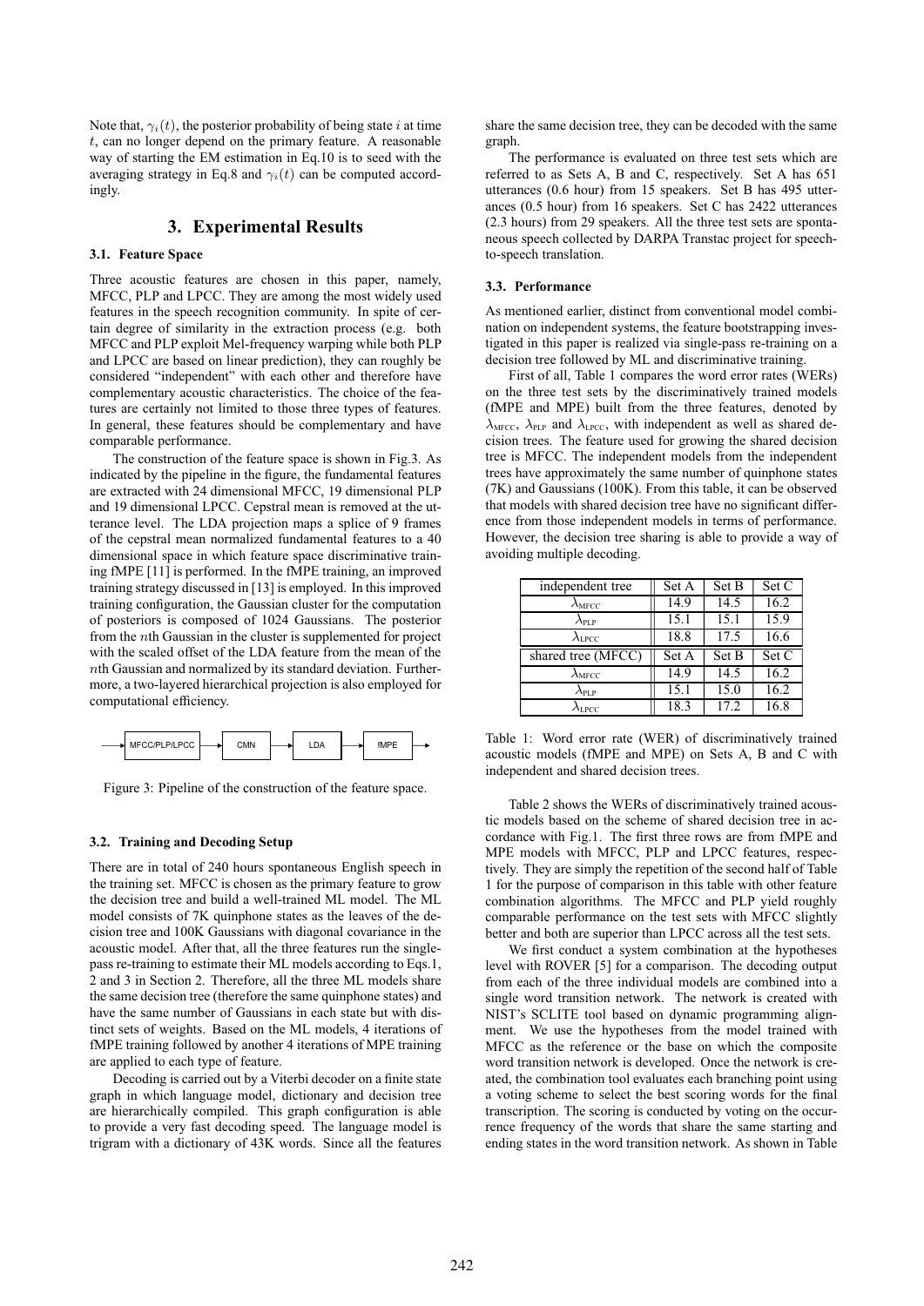Note that, $\gamma_i(t)$, the posterior probability of being state $i$ at time $t$, can no longer depend on the primary feature. A reasonable way of starting the EM estimation in Eq.10 is to seed with the averaging strategy in Eq.8 and $\gamma_i(t)$ can be computed accordingly.

## 3. Experimental Results

### 3.1. Feature Space

Three acoustic features are chosen in this paper, namely, MFCC, PLP and LPCC. They are among the most widely used features in the speech recognition community. In spite of certain degree of similarity in the extraction process (e.g. both MFCC and PLP exploit Mel-frequency warping while both PLP and LPCC are based on linear prediction), they can roughly be considered "independent" with each other and therefore have complementary acoustic characteristics. The choice of the features are certainly not limited to those three types of features. In general, these features should be complementary and have comparable performance.

The construction of the feature space is shown in Fig.3. As indicated by the pipeline in the figure, the fundamental features are extracted with 24 dimensional MFCC, 19 dimensional PLP and 19 dimensional LPCC. Cepstral mean is removed at the utterance level. The LDA projection maps a splice of 9 frames of the cepstral mean normalized fundamental features to a 40 dimensional space in which feature space discriminative training fMPE [11] is performed. In the fMPE training, an improved training strategy discussed in [13] is employed. In this improved training configuration, the Gaussian cluster for the computation of posteriors is composed of 1024 Gaussians. The posterior from the $n$th Gaussian in the cluster is supplemented for project with the scaled offset of the LDA feature from the mean of the $n$th Gaussian and normalized by its standard deviation. Furthermore, a two-layered hierarchical projection is also employed for computational efficiency.

MFCC/PLP/LPCC → CMN → LDA → fMPE →

Figure 3: Pipeline of the construction of the feature space.

### 3.2. Training and Decoding Setup

There are in total of 240 hours spontaneous English speech in the training set. MFCC is chosen as the primary feature to grow the decision tree and build a well-trained ML model. The ML model consists of 7K quinphone states as the leaves of the decision tree and 100K Gaussians with diagonal covariance in the acoustic model. After that, all the three features run the single-pass re-training to estimate their ML models according to Eqs.1, 2 and 3 in Section 2. Therefore, all the three ML models share the same decision tree (therefore the same quinphone states) and have the same number of Gaussians in each state but with distinct sets of weights. Based on the ML models, 4 iterations of fMPE training followed by another 4 iterations of MPE training are applied to each type of feature.

Decoding is carried out by a Viterbi decoder on a finite state graph in which language model, dictionary and decision tree are hierarchically compiled. This graph configuration is able to provide a very fast decoding speed. The language model is trigram with a dictionary of 43K words. Since all the features share the same decision tree, they can be decoded with the same graph.

The performance is evaluated on three test sets which are referred to as Sets A, B and C, respectively. Set A has 651 utterances (0.6 hour) from 15 speakers. Set B has 495 utterances (0.5 hour) from 16 speakers. Set C has 2422 utterances (2.3 hours) from 29 speakers. All the three test sets are spontaneous speech collected by DARPA Transtac project for speech-to-speech translation.

### 3.3. Performance

As mentioned earlier, distinct from conventional model combination on independent systems, the feature bootstrapping investigated in this paper is realized via single-pass re-training on a decision tree followed by ML and discriminative training.

First of all, Table 1 compares the word error rates (WERs) on the three test sets by the discriminatively trained models (fMPE and MPE) built from the three features, denoted by $\lambda_{\text{MFCC}}$, $\lambda_{\text{PLP}}$ and $\lambda_{\text{LPCC}}$, with independent as well as shared decision trees. The feature used for growing the shared decision tree is MFCC. The independent models from the independent trees have approximately the same number of quinphone states (7K) and Gaussians (100K). From this table, it can be observed that models with shared decision tree have no significant difference from those independent models in terms of performance. However, the decision tree sharing is able to provide a way of avoiding multiple decoding.

| independent tree | Set A | Set B | Set C |
|---|---|---|---|
| $\lambda_{\text{MFCC}}$ | 14.9 | 14.5 | 16.2 |
| $\lambda_{\text{PLP}}$ | 15.1 | 15.1 | 15.9 |
| $\lambda_{\text{LPCC}}$ | 18.8 | 17.5 | 16.6 |
| shared tree (MFCC) | Set A | Set B | Set C |
| $\lambda_{\text{MFCC}}$ | 14.9 | 14.5 | 16.2 |
| $\lambda_{\text{PLP}}$ | 15.1 | 15.0 | 16.2 |
| $\lambda_{\text{LPCC}}$ | 18.3 | 17.2 | 16.8 |

Table 1: Word error rate (WER) of discriminatively trained acoustic models (fMPE and MPE) on Sets A, B and C with independent and shared decision trees.

Table 2 shows the WERs of discriminatively trained acoustic models based on the scheme of shared decision tree in accordance with Fig.1. The first three rows are from fMPE and MPE models with MFCC, PLP and LPCC features, respectively. They are simply the repetition of the second half of Table 1 for the purpose of comparison in this table with other feature combination algorithms. The MFCC and PLP yield roughly comparable performance on the test sets with MFCC slightly better and both are superior than LPCC across all the test sets.

We first conduct a system combination at the hypotheses level with ROVER [5] for a comparison. The decoding output from each of the three individual models are combined into a single word transition network. The network is created with NIST's SCLITE tool based on dynamic programming alignment. We use the hypotheses from the model trained with MFCC as the reference or the base on which the composite word transition network is developed. Once the network is created, the combination tool evaluates each branching point using a voting scheme to select the best scoring words for the final transcription. The scoring is conducted by voting on the occurrence frequency of the words that share the same starting and ending states in the word transition network. As shown in Table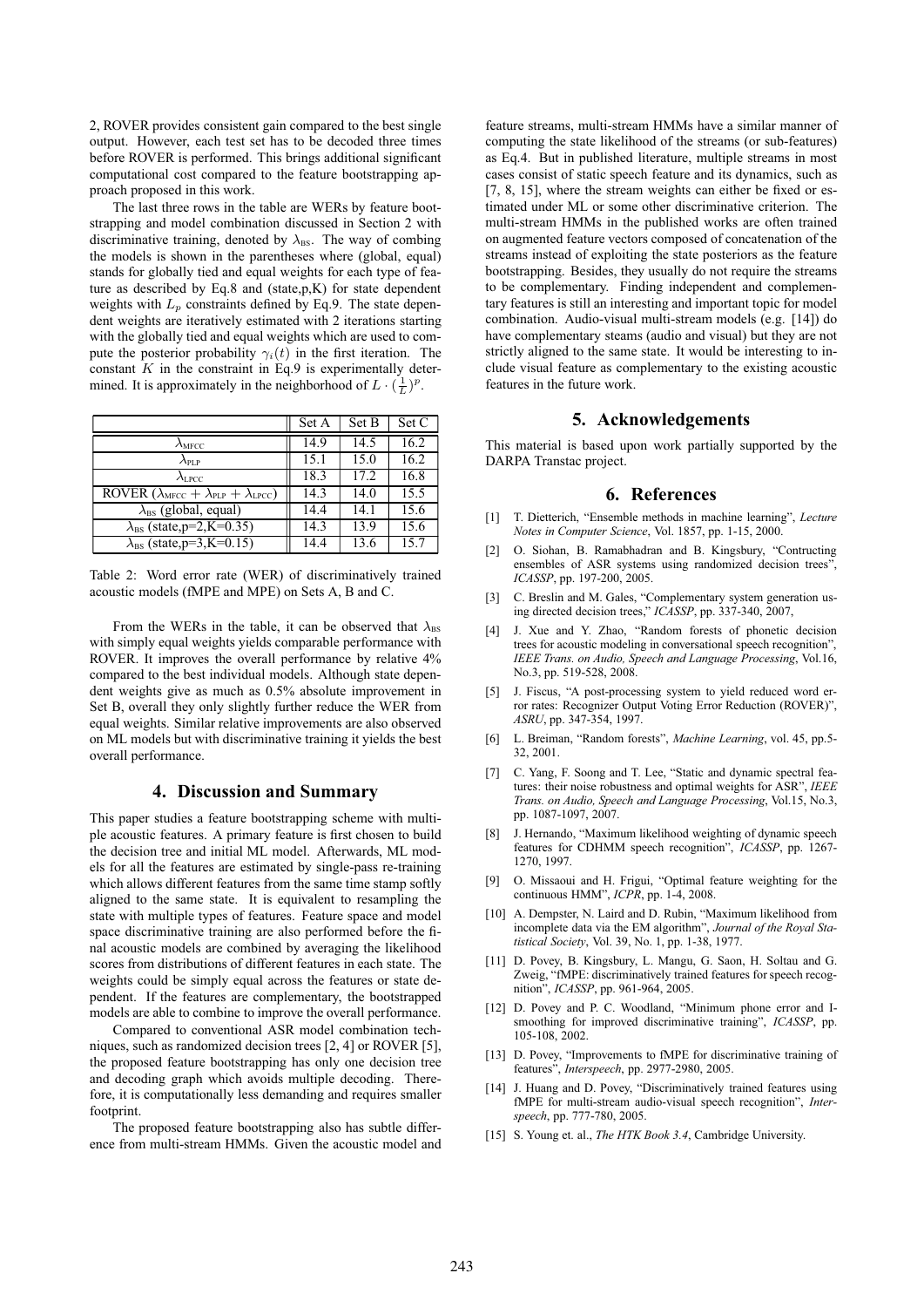2, ROVER provides consistent gain compared to the best single output. However, each test set has to be decoded three times before ROVER is performed. This brings additional significant computational cost compared to the feature bootstrapping approach proposed in this work.

The last three rows in the table are WERs by feature bootstrapping and model combination discussed in Section 2 with discriminative training, denoted by $\lambda_{\text{BS}}$. The way of combing the models is shown in the parentheses where (global, equal) stands for globally tied and equal weights for each type of feature as described by Eq.8 and (state,p,K) for state dependent weights with $L_p$ constraints defined by Eq.9. The state dependent weights are iteratively estimated with 2 iterations starting with the globally tied and equal weights which are used to compute the posterior probability $\gamma_i(t)$ in the first iteration. The constant $K$ in the constraint in Eq.9 is experimentally determined. It is approximately in the neighborhood of $L \cdot (\frac{1}{L})^p$.

| | Set A | Set B | Set C |
|---|---|---|---|
| $\lambda_{\text{MFCC}}$ | 14.9 | 14.5 | 16.2 |
| $\lambda_{\text{PLP}}$ | 15.1 | 15.0 | 16.2 |
| $\lambda_{\text{LPCC}}$ | 18.3 | 17.2 | 16.8 |
| ROVER ($\lambda_{\text{MFCC}} + \lambda_{\text{PLP}} + \lambda_{\text{LPCC}}$) | 14.3 | 14.0 | 15.5 |
| $\lambda_{\text{BS}}$ (global, equal) | 14.4 | 14.1 | 15.6 |
| $\lambda_{\text{BS}}$ (state,p=2,K=0.35) | 14.3 | 13.9 | 15.6 |
| $\lambda_{\text{BS}}$ (state,p=3,K=0.15) | 14.4 | 13.6 | 15.7 |

Table 2: Word error rate (WER) of discriminatively trained acoustic models (fMPE and MPE) on Sets A, B and C.

From the WERs in the table, it can be observed that $\lambda_{\text{BS}}$ with simply equal weights yields comparable performance with ROVER. It improves the overall performance by relative 4% compared to the best individual models. Although state dependent weights give as much as 0.5% absolute improvement in Set B, overall they only slightly further reduce the WER from equal weights. Similar relative improvements are also observed on ML models but with discriminative training it yields the best overall performance.

## 4. Discussion and Summary

This paper studies a feature bootstrapping scheme with multiple acoustic features. A primary feature is first chosen to build the decision tree and initial ML model. Afterwards, ML models for all the features are estimated by single-pass re-training which allows different features from the same time stamp softly aligned to the same state. It is equivalent to resampling the state with multiple types of features. Feature space and model space discriminative training are also performed before the final acoustic models are combined by averaging the likelihood scores from distributions of different features in each state. The weights could be simply equal across the features or state dependent. If the features are complementary, the bootstrapped models are able to combine to improve the overall performance.

Compared to conventional ASR model combination techniques, such as randomized decision trees [2, 4] or ROVER [5], the proposed feature bootstrapping has only one decision tree and decoding graph which avoids multiple decoding. Therefore, it is computationally less demanding and requires smaller footprint.

The proposed feature bootstrapping also has subtle difference from multi-stream HMMs. Given the acoustic model and feature streams, multi-stream HMMs have a similar manner of computing the state likelihood of the streams (or sub-features) as Eq.4. But in published literature, multiple streams in most cases consist of static speech feature and its dynamics, such as [7, 8, 15], where the stream weights can either be fixed or estimated under ML or some other discriminative criterion. The multi-stream HMMs in the published works are often trained on augmented feature vectors composed of concatenation of the streams instead of exploiting the state posteriors as the feature bootstrapping. Besides, they usually do not require the streams to be complementary. Finding independent and complementary features is still an interesting and important topic for model combination. Audio-visual multi-stream models (e.g. [14]) do have complementary steams (audio and visual) but they are not strictly aligned to the same state. It would be interesting to include visual feature as complementary to the existing acoustic features in the future work.

## 5. Acknowledgements

This material is based upon work partially supported by the DARPA Transtac project.

## 6. References

[1] T. Dietterich, "Ensemble methods in machine learning", *Lecture Notes in Computer Science*, Vol. 1857, pp. 1-15, 2000.

[2] O. Siohan, B. Ramabhadran and B. Kingsbury, "Contructing ensembles of ASR systems using randomized decision trees", *ICASSP*, pp. 197-200, 2005.

[3] C. Breslin and M. Gales, "Complementary system generation using directed decision trees," *ICASSP*, pp. 337-340, 2007,

[4] J. Xue and Y. Zhao, "Random forests of phonetic decision trees for acoustic modeling in conversational speech recognition", *IEEE Trans. on Audio, Speech and Language Processing*, Vol.16, No.3, pp. 519-528, 2008.

[5] J. Fiscus, "A post-processing system to yield reduced word error rates: Recognizer Output Voting Error Reduction (ROVER)", *ASRU*, pp. 347-354, 1997.

[6] L. Breiman, "Random forests", *Machine Learning*, vol. 45, pp.5-32, 2001.

[7] C. Yang, F. Soong and T. Lee, "Static and dynamic spectral features: their noise robustness and optimal weights for ASR", *IEEE Trans. on Audio, Speech and Language Processing*, Vol.15, No.3, pp. 1087-1097, 2007.

[8] J. Hernando, "Maximum likelihood weighting of dynamic speech features for CDHMM speech recognition", *ICASSP*, pp. 1267-1270, 1997.

[9] O. Missaoui and H. Frigui, "Optimal feature weighting for the continuous HMM", *ICPR*, pp. 1-4, 2008.

[10] A. Dempster, N. Laird and D. Rubin, "Maximum likelihood from incomplete data via the EM algorithm", *Journal of the Royal Statistical Society*, Vol. 39, No. 1, pp. 1-38, 1977.

[11] D. Povey, B. Kingsbury, L. Mangu, G. Saon, H. Soltau and G. Zweig, "fMPE: discriminatively trained features for speech recognition", *ICASSP*, pp. 961-964, 2005.

[12] D. Povey and P. C. Woodland, "Minimum phone error and I-smoothing for improved discriminative training", *ICASSP*, pp. 105-108, 2002.

[13] D. Povey, "Improvements to fMPE for discriminative training of features", *Interspeech*, pp. 2977-2980, 2005.

[14] J. Huang and D. Povey, "Discriminatively trained features using fMPE for multi-stream audio-visual speech recognition", *Interspeech*, pp. 777-780, 2005.

[15] S. Young et. al., *The HTK Book 3.4*, Cambridge University.